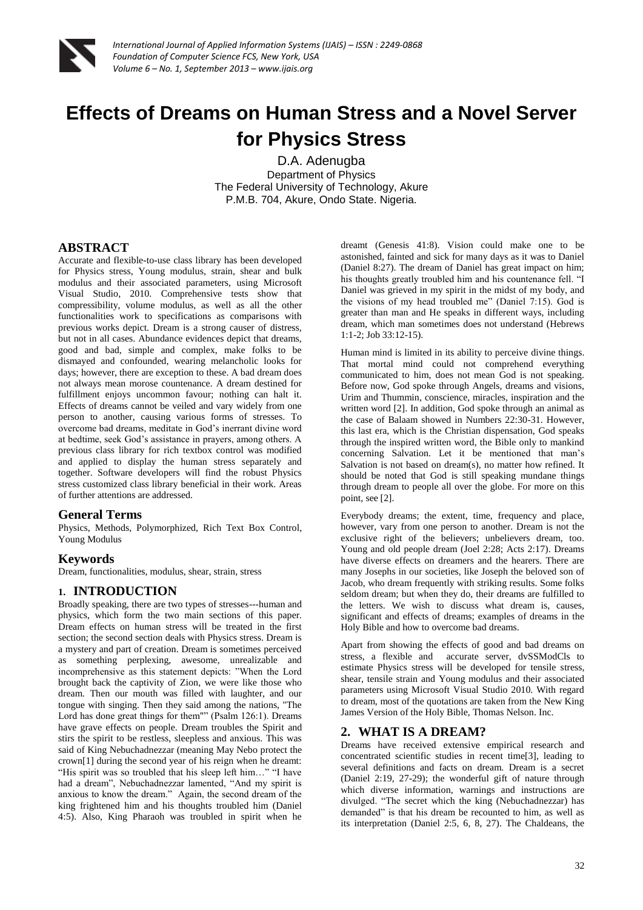# Effects of Dreams on Human Stress and a Novel Server for Physics Stress

D.A. Adenugba
Department of Physics
The Federal University of Technology, Akure
P.M.B. 704, Akure, Ondo State. Nigeria.

## ABSTRACT

Accurate and flexible-to-use class library has been developed for Physics stress, Young modulus, strain, shear and bulk modulus and their associated parameters, using Microsoft Visual Studio, 2010. Comprehensive tests show that compressibility, volume modulus, as well as all the other functionalities work to specifications as comparisons with previous works depict. Dream is a strong causer of distress, but not in all cases. Abundance evidences depict that dreams, good and bad, simple and complex, make folks to be dismayed and confounded, wearing melancholic looks for days; however, there are exception to these. A bad dream does not always mean morose countenance. A dream destined for fulfillment enjoys uncommon favour; nothing can halt it. Effects of dreams cannot be veiled and vary widely from one person to another, causing various forms of stresses. To overcome bad dreams, meditate in God's inerrant divine word at bedtime, seek God's assistance in prayers, among others. A previous class library for rich textbox control was modified and applied to display the human stress separately and together. Software developers will find the robust Physics stress customized class library beneficial in their work. Areas of further attentions are addressed.

## General Terms

Physics, Methods, Polymorphized, Rich Text Box Control, Young Modulus

## Keywords

Dream, functionalities, modulus, shear, strain, stress

## 1. INTRODUCTION

Broadly speaking, there are two types of stresses---human and physics, which form the two main sections of this paper. Dream effects on human stress will be treated in the first section; the second section deals with Physics stress. Dream is a mystery and part of creation. Dream is sometimes perceived as something perplexing, awesome, unrealizable and incomprehensive as this statement depicts: "When the Lord brought back the captivity of Zion, we were like those who dream. Then our mouth was filled with laughter, and our tongue with singing. Then they said among the nations, "The Lord has done great things for them"" (Psalm 126:1). Dreams have grave effects on people. Dream troubles the Spirit and stirs the spirit to be restless, sleepless and anxious. This was said of King Nebuchadnezzar (meaning May Nebo protect the crown[1] during the second year of his reign when he dreamt: "His spirit was so troubled that his sleep left him…" "I have had a dream", Nebuchadnezzar lamented, "And my spirit is anxious to know the dream." Again, the second dream of the king frightened him and his thoughts troubled him (Daniel 4:5). Also, King Pharaoh was troubled in spirit when he dreamt (Genesis 41:8). Vision could make one to be astonished, fainted and sick for many days as it was to Daniel (Daniel 8:27). The dream of Daniel has great impact on him; his thoughts greatly troubled him and his countenance fell. "I Daniel was grieved in my spirit in the midst of my body, and the visions of my head troubled me" (Daniel 7:15). God is greater than man and He speaks in different ways, including dream, which man sometimes does not understand (Hebrews 1:1-2; Job 33:12-15).

Human mind is limited in its ability to perceive divine things. That mortal mind could not comprehend everything communicated to him, does not mean God is not speaking. Before now, God spoke through Angels, dreams and visions, Urim and Thummin, conscience, miracles, inspiration and the written word [2]. In addition, God spoke through an animal as the case of Balaam showed in Numbers 22:30-31. However, this last era, which is the Christian dispensation, God speaks through the inspired written word, the Bible only to mankind concerning Salvation. Let it be mentioned that man's Salvation is not based on dream(s), no matter how refined. It should be noted that God is still speaking mundane things through dream to people all over the globe. For more on this point, see [2].

Everybody dreams; the extent, time, frequency and place, however, vary from one person to another. Dream is not the exclusive right of the believers; unbelievers dream, too. Young and old people dream (Joel 2:28; Acts 2:17). Dreams have diverse effects on dreamers and the hearers. There are many Josephs in our societies, like Joseph the beloved son of Jacob, who dream frequently with striking results. Some folks seldom dream; but when they do, their dreams are fulfilled to the letters. We wish to discuss what dream is, causes, significant and effects of dreams; examples of dreams in the Holy Bible and how to overcome bad dreams.

Apart from showing the effects of good and bad dreams on stress, a flexible and accurate server, dvSSModCls to estimate Physics stress will be developed for tensile stress, shear, tensile strain and Young modulus and their associated parameters using Microsoft Visual Studio 2010. With regard to dream, most of the quotations are taken from the New King James Version of the Holy Bible, Thomas Nelson. Inc.

## 2. WHAT IS A DREAM?

Dreams have received extensive empirical research and concentrated scientific studies in recent time[3], leading to several definitions and facts on dream. Dream is a secret (Daniel 2:19, 27-29); the wonderful gift of nature through which diverse information, warnings and instructions are divulged. "The secret which the king (Nebuchadnezzar) has demanded" is that his dream be recounted to him, as well as its interpretation (Daniel 2:5, 6, 8, 27). The Chaldeans, the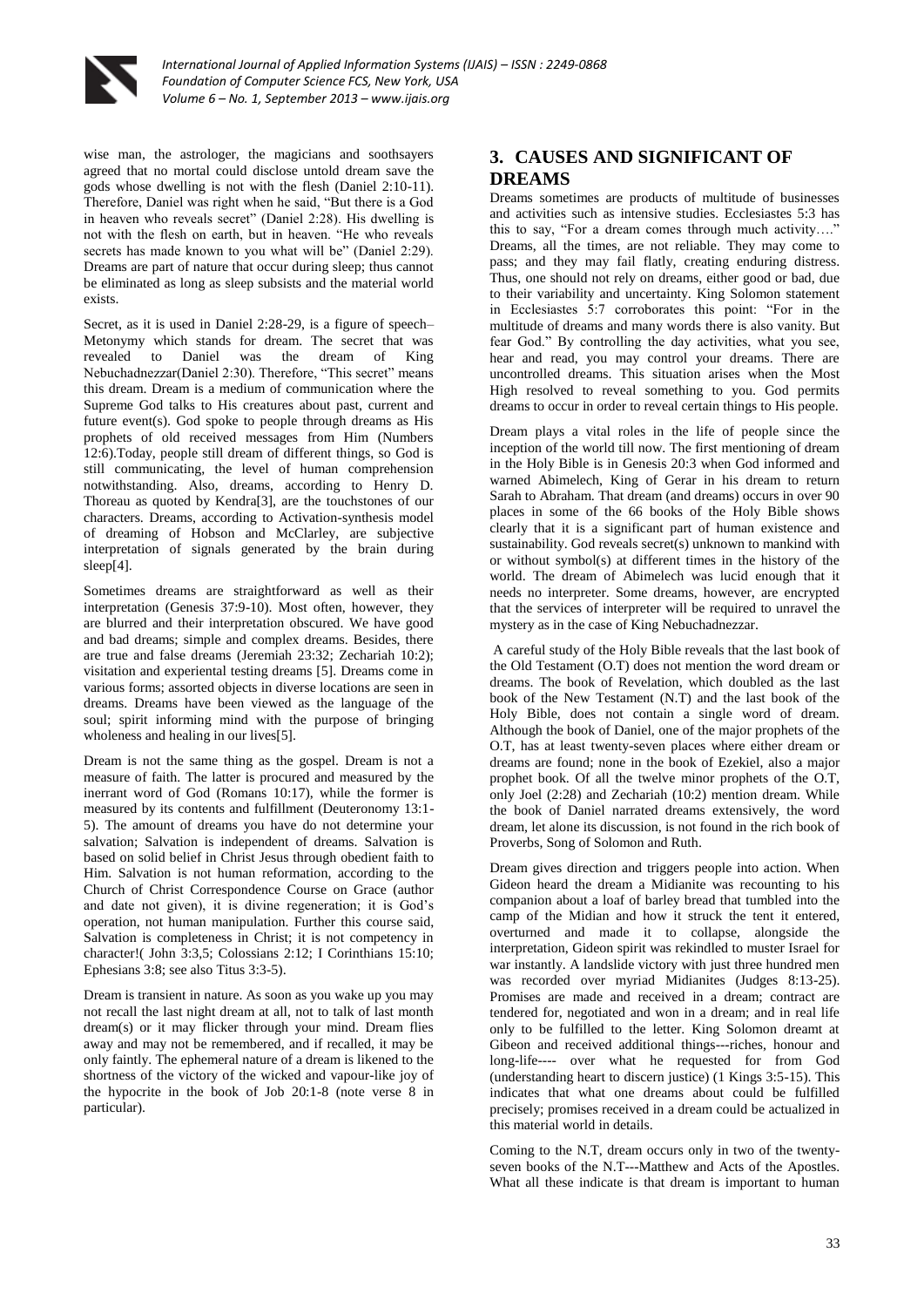wise man, the astrologer, the magicians and soothsayers agreed that no mortal could disclose untold dream save the gods whose dwelling is not with the flesh (Daniel 2:10-11). Therefore, Daniel was right when he said, "But there is a God in heaven who reveals secret" (Daniel 2:28). His dwelling is not with the flesh on earth, but in heaven. "He who reveals secrets has made known to you what will be" (Daniel 2:29). Dreams are part of nature that occur during sleep; thus cannot be eliminated as long as sleep subsists and the material world exists.

Secret, as it is used in Daniel 2:28-29, is a figure of speech– Metonymy which stands for dream. The secret that was revealed to Daniel was the dream of King Nebuchadnezzar(Daniel 2:30). Therefore, "This secret" means this dream. Dream is a medium of communication where the Supreme God talks to His creatures about past, current and future event(s). God spoke to people through dreams as His prophets of old received messages from Him (Numbers 12:6).Today, people still dream of different things, so God is still communicating, the level of human comprehension notwithstanding. Also, dreams, according to Henry D. Thoreau as quoted by Kendra[3], are the touchstones of our characters. Dreams, according to Activation-synthesis model of dreaming of Hobson and McClarley, are subjective interpretation of signals generated by the brain during sleep[4].

Sometimes dreams are straightforward as well as their interpretation (Genesis 37:9-10). Most often, however, they are blurred and their interpretation obscured. We have good and bad dreams; simple and complex dreams. Besides, there are true and false dreams (Jeremiah 23:32; Zechariah 10:2); visitation and experiental testing dreams [5]. Dreams come in various forms; assorted objects in diverse locations are seen in dreams. Dreams have been viewed as the language of the soul; spirit informing mind with the purpose of bringing wholeness and healing in our lives[5].

Dream is not the same thing as the gospel. Dream is not a measure of faith. The latter is procured and measured by the inerrant word of God (Romans 10:17), while the former is measured by its contents and fulfillment (Deuteronomy 13:1-5). The amount of dreams you have do not determine your salvation; Salvation is independent of dreams. Salvation is based on solid belief in Christ Jesus through obedient faith to Him. Salvation is not human reformation, according to the Church of Christ Correspondence Course on Grace (author and date not given), it is divine regeneration; it is God's operation, not human manipulation. Further this course said, Salvation is completeness in Christ; it is not competency in character!( John 3:3,5; Colossians 2:12; I Corinthians 15:10; Ephesians 3:8; see also Titus 3:3-5).

Dream is transient in nature. As soon as you wake up you may not recall the last night dream at all, not to talk of last month dream(s) or it may flicker through your mind. Dream flies away and may not be remembered, and if recalled, it may be only faintly. The ephemeral nature of a dream is likened to the shortness of the victory of the wicked and vapour-like joy of the hypocrite in the book of Job 20:1-8 (note verse 8 in particular).

## 3. CAUSES AND SIGNIFICANT OF DREAMS

Dreams sometimes are products of multitude of businesses and activities such as intensive studies. Ecclesiastes 5:3 has this to say, "For a dream comes through much activity…." Dreams, all the times, are not reliable. They may come to pass; and they may fail flatly, creating enduring distress. Thus, one should not rely on dreams, either good or bad, due to their variability and uncertainty. King Solomon statement in Ecclesiastes 5:7 corroborates this point: "For in the multitude of dreams and many words there is also vanity. But fear God." By controlling the day activities, what you see, hear and read, you may control your dreams. There are uncontrolled dreams. This situation arises when the Most High resolved to reveal something to you. God permits dreams to occur in order to reveal certain things to His people.

Dream plays a vital roles in the life of people since the inception of the world till now. The first mentioning of dream in the Holy Bible is in Genesis 20:3 when God informed and warned Abimelech, King of Gerar in his dream to return Sarah to Abraham. That dream (and dreams) occurs in over 90 places in some of the 66 books of the Holy Bible shows clearly that it is a significant part of human existence and sustainability. God reveals secret(s) unknown to mankind with or without symbol(s) at different times in the history of the world. The dream of Abimelech was lucid enough that it needs no interpreter. Some dreams, however, are encrypted that the services of interpreter will be required to unravel the mystery as in the case of King Nebuchadnezzar.

A careful study of the Holy Bible reveals that the last book of the Old Testament (O.T) does not mention the word dream or dreams. The book of Revelation, which doubled as the last book of the New Testament (N.T) and the last book of the Holy Bible, does not contain a single word of dream. Although the book of Daniel, one of the major prophets of the O.T, has at least twenty-seven places where either dream or dreams are found; none in the book of Ezekiel, also a major prophet book. Of all the twelve minor prophets of the O.T, only Joel (2:28) and Zechariah (10:2) mention dream. While the book of Daniel narrated dreams extensively, the word dream, let alone its discussion, is not found in the rich book of Proverbs, Song of Solomon and Ruth.

Dream gives direction and triggers people into action. When Gideon heard the dream a Midianite was recounting to his companion about a loaf of barley bread that tumbled into the camp of the Midian and how it struck the tent it entered, overturned and made it to collapse, alongside the interpretation, Gideon spirit was rekindled to muster Israel for war instantly. A landslide victory with just three hundred men was recorded over myriad Midianites (Judges 8:13-25). Promises are made and received in a dream; contract are tendered for, negotiated and won in a dream; and in real life only to be fulfilled to the letter. King Solomon dreamt at Gibeon and received additional things---riches, honour and long-life---- over what he requested for from God (understanding heart to discern justice) (1 Kings 3:5-15). This indicates that what one dreams about could be fulfilled precisely; promises received in a dream could be actualized in this material world in details.

Coming to the N.T, dream occurs only in two of the twenty-seven books of the N.T---Matthew and Acts of the Apostles. What all these indicate is that dream is important to human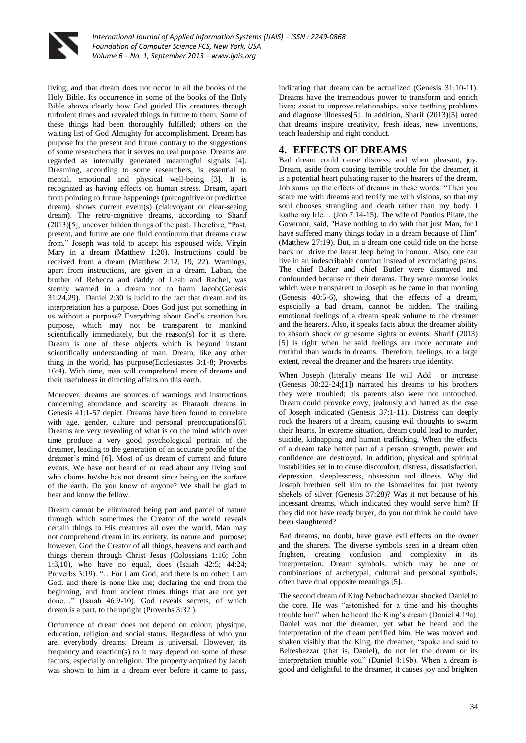living, and that dream does not occur in all the books of the Holy Bible. Its occurrence in some of the books of the Holy Bible shows clearly how God guided His creatures through turbulent times and revealed things in future to them. Some of these things had been thoroughly fulfilled; others on the waiting list of God Almighty for accomplishment. Dream has purpose for the present and future contrary to the suggestions of some researchers that it serves no real purpose. Dreams are regarded as internally generated meaningful signals [4]. Dreaming, according to some researchers, is essential to mental, emotional and physical well-being [3]. It is recognized as having effects on human stress. Dream, apart from pointing to future happenings (precognitive or predictive dream), shows current event(s) (clairvoyant or clear-seeing dream). The retro-cognitive dreams, according to Sharif (2013)[5], uncover hidden things of the past. Therefore, "Past, present, and future are one fluid continuum that dreams draw from." Joseph was told to accept his espoused wife, Virgin Mary in a dream (Matthew 1:20). Instructions could be received from a dream (Matthew 2:12, 19, 22). Warnings, apart from instructions, are given in a dream. Laban, the brother of Rebecca and daddy of Leah and Rachel, was sternly warned in a dream not to harm Jacob(Genesis 31:24,29). Daniel 2:30 is lucid to the fact that dream and its interpretation has a purpose. Does God just put something in us without a purpose? Everything about God's creation has purpose, which may not be transparent to mankind scientifically immediately, but the reason(s) for it is there. Dream is one of these objects which is beyond instant scientifically understanding of man. Dream, like any other thing in the world, has purpose(Ecclesiastes 3:1-8; Proverbs 16:4). With time, man will comprehend more of dreams and their usefulness in directing affairs on this earth.

Moreover, dreams are sources of warnings and instructions concerning abundance and scarcity as Pharaoh dreams in Genesis 41:1-57 depict. Dreams have been found to correlate with age, gender, culture and personal preoccupations[6]. Dreams are very revealing of what is on the mind which over time produce a very good psychological portrait of the dreamer, leading to the generation of an accurate profile of the dreamer's mind [6]. Most of us dream of current and future events. We have not heard of or read about any living soul who claims he/she has not dreamt since being on the surface of the earth. Do you know of anyone? We shall be glad to hear and know the fellow.

Dream cannot be eliminated being part and parcel of nature through which sometimes the Creator of the world reveals certain things to His creatures all over the world. Man may not comprehend dream in its entirety, its nature and purpose; however, God the Creator of all things, heavens and earth and things therein through Christ Jesus (Colossians 1:16; John 1:3,10), who have no equal, does (Isaiah 42:5; 44:24; Proverbs 3:19). "…For I am God, and there is no other; I am God, and there is none like me; declaring the end from the beginning, and from ancient times things that are not yet done…" (Isaiah 46:9-10). God reveals secrets, of which dream is a part, to the upright (Proverbs 3:32 ).

Occurrence of dream does not depend on colour, physique, education, religion and social status. Regardless of who you are, everybody dreams. Dream is universal. However, its frequency and reaction(s) to it may depend on some of these factors, especially on religion. The property acquired by Jacob was shown to him in a dream ever before it came to pass, indicating that dream can be actualized (Genesis 31:10-11). Dreams have the tremendous power to transform and enrich lives; assist to improve relationships, solve teething problems and diagnose illnesses[5]. In addition, Sharif (2013)[5] noted that dreams inspire creativity, fresh ideas, new inventions, teach leadership and right conduct.

## 4. EFFECTS OF DREAMS

Bad dream could cause distress; and when pleasant, joy. Dream, aside from causing terrible trouble for the dreamer, it is a potential heart pulsating raiser to the hearers of the dream. Job sums up the effects of dreams in these words: "Then you scare me with dreams and terrify me with visions, so that my soul chooses strangling and death rather than my body. I loathe my life… (Job 7:14-15). The wife of Pontius Pilate, the Governor, said, "Have nothing to do with that just Man, for I have suffered many things today in a dream because of Him" (Matthew 27:19). But, in a dream one could ride on the horse back or drive the latest Jeep being in honour. Also, one can live in an indescribable comfort instead of excruciating pains. The chief Baker and chief Butler were dismayed and confounded because of their dreams. They wore morose looks which were transparent to Joseph as he came in that morning (Genesis 40:5-6), showing that the effects of a dream, especially a bad dream, cannot be hidden. The trailing emotional feelings of a dream speak volume to the dreamer and the hearers. Also, it speaks facts about the dreamer ability to absorb shock or gruesome sights or events. Sharif (2013) [5] is right when he said feelings are more accurate and truthful than words in dreams. Therefore, feelings, to a large extent, reveal the dreamer and the hearers true identity.

When Joseph (literally means He will Add or increase (Genesis 30:22-24;[1]) narrated his dreams to his brothers they were troubled; his parents also were not untouched. Dream could provoke envy, jealously and hatred as the case of Joseph indicated (Genesis 37:1-11). Distress can deeply rock the hearers of a dream, causing evil thoughts to swarm their hearts. In extreme situation, dream could lead to murder, suicide, kidnapping and human trafficking. When the effects of a dream take better part of a person, strength, power and confidence are destroyed. In addition, physical and spiritual instabilities set in to cause discomfort, distress, dissatisfaction, depression, sleeplessness, obsession and illness. Why did Joseph brethren sell him to the Ishmaelites for just twenty shekels of silver (Genesis 37:28)? Was it not because of his incessant dreams, which indicated they would serve him? If they did not have ready buyer, do you not think he could have been slaughtered?

Bad dreams, no doubt, have grave evil effects on the owner and the sharers. The diverse symbols seen in a dream often frighten, creating confusion and complexity in its interpretation. Dream symbols, which may be one or combinations of archetypal, cultural and personal symbols, often have dual opposite meanings [5].

The second dream of King Nebuchadnezzar shocked Daniel to the core. He was "astonished for a time and his thoughts trouble him" when he heard the King's dream (Daniel 4:19a). Daniel was not the dreamer, yet what he heard and the interpretation of the dream petrified him. He was moved and shaken visibly that the King, the dreamer, "spoke and said to Belteshazzar (that is, Daniel), do not let the dream or its interpretation trouble you" (Daniel 4:19b). When a dream is good and delightful to the dreamer, it causes joy and brighten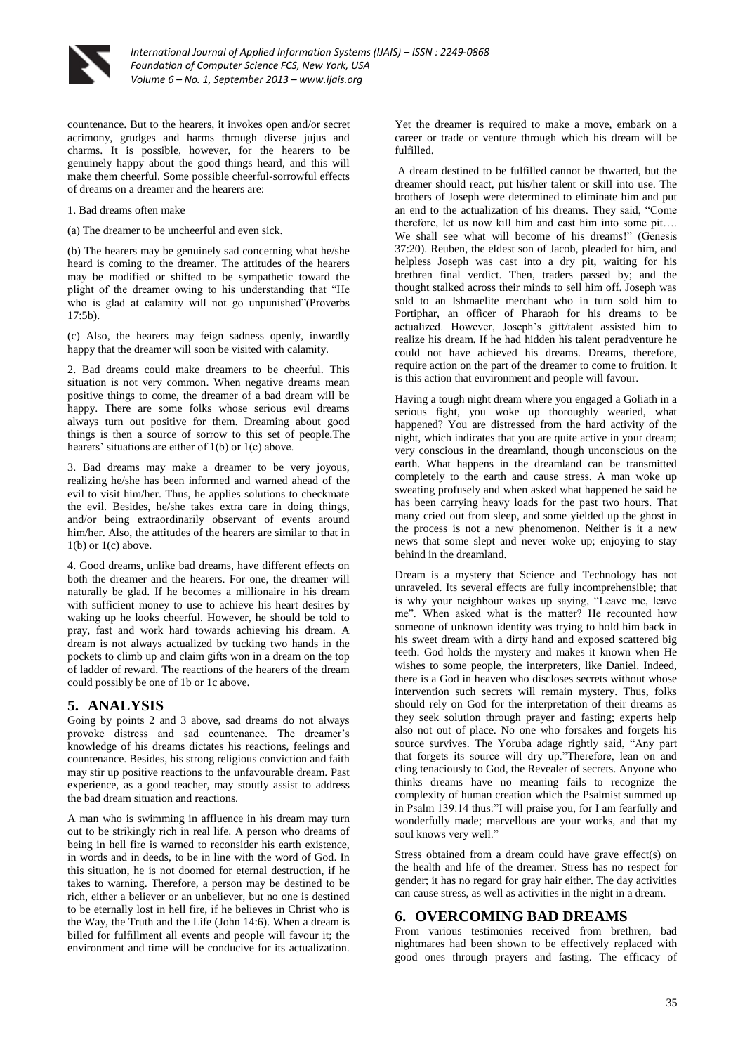countenance. But to the hearers, it invokes open and/or secret acrimony, grudges and harms through diverse jujus and charms. It is possible, however, for the hearers to be genuinely happy about the good things heard, and this will make them cheerful. Some possible cheerful-sorrowful effects of dreams on a dreamer and the hearers are:

1. Bad dreams often make

(a) The dreamer to be uncheerful and even sick.

(b) The hearers may be genuinely sad concerning what he/she heard is coming to the dreamer. The attitudes of the hearers may be modified or shifted to be sympathetic toward the plight of the dreamer owing to his understanding that "He who is glad at calamity will not go unpunished"(Proverbs 17:5b).

(c) Also, the hearers may feign sadness openly, inwardly happy that the dreamer will soon be visited with calamity.

2. Bad dreams could make dreamers to be cheerful. This situation is not very common. When negative dreams mean positive things to come, the dreamer of a bad dream will be happy. There are some folks whose serious evil dreams always turn out positive for them. Dreaming about good things is then a source of sorrow to this set of people.The hearers' situations are either of 1(b) or 1(c) above.

3. Bad dreams may make a dreamer to be very joyous, realizing he/she has been informed and warned ahead of the evil to visit him/her. Thus, he applies solutions to checkmate the evil. Besides, he/she takes extra care in doing things, and/or being extraordinarily observant of events around him/her. Also, the attitudes of the hearers are similar to that in 1(b) or 1(c) above.

4. Good dreams, unlike bad dreams, have different effects on both the dreamer and the hearers. For one, the dreamer will naturally be glad. If he becomes a millionaire in his dream with sufficient money to use to achieve his heart desires by waking up he looks cheerful. However, he should be told to pray, fast and work hard towards achieving his dream. A dream is not always actualized by tucking two hands in the pockets to climb up and claim gifts won in a dream on the top of ladder of reward. The reactions of the hearers of the dream could possibly be one of 1b or 1c above.

## 5. ANALYSIS

Going by points 2 and 3 above, sad dreams do not always provoke distress and sad countenance. The dreamer's knowledge of his dreams dictates his reactions, feelings and countenance. Besides, his strong religious conviction and faith may stir up positive reactions to the unfavourable dream. Past experience, as a good teacher, may stoutly assist to address the bad dream situation and reactions.

A man who is swimming in affluence in his dream may turn out to be strikingly rich in real life. A person who dreams of being in hell fire is warned to reconsider his earth existence, in words and in deeds, to be in line with the word of God. In this situation, he is not doomed for eternal destruction, if he takes to warning. Therefore, a person may be destined to be rich, either a believer or an unbeliever, but no one is destined to be eternally lost in hell fire, if he believes in Christ who is the Way, the Truth and the Life (John 14:6). When a dream is billed for fulfillment all events and people will favour it; the environment and time will be conducive for its actualization. Yet the dreamer is required to make a move, embark on a career or trade or venture through which his dream will be fulfilled.

A dream destined to be fulfilled cannot be thwarted, but the dreamer should react, put his/her talent or skill into use. The brothers of Joseph were determined to eliminate him and put an end to the actualization of his dreams. They said, "Come therefore, let us now kill him and cast him into some pit…. We shall see what will become of his dreams!" (Genesis 37:20). Reuben, the eldest son of Jacob, pleaded for him, and helpless Joseph was cast into a dry pit, waiting for his brethren final verdict. Then, traders passed by; and the thought stalked across their minds to sell him off. Joseph was sold to an Ishmaelite merchant who in turn sold him to Portiphar, an officer of Pharaoh for his dreams to be actualized. However, Joseph's gift/talent assisted him to realize his dream. If he had hidden his talent peradventure he could not have achieved his dreams. Dreams, therefore, require action on the part of the dreamer to come to fruition. It is this action that environment and people will favour.

Having a tough night dream where you engaged a Goliath in a serious fight, you woke up thoroughly wearied, what happened? You are distressed from the hard activity of the night, which indicates that you are quite active in your dream; very conscious in the dreamland, though unconscious on the earth. What happens in the dreamland can be transmitted completely to the earth and cause stress. A man woke up sweating profusely and when asked what happened he said he has been carrying heavy loads for the past two hours. That many cried out from sleep, and some yielded up the ghost in the process is not a new phenomenon. Neither is it a new news that some slept and never woke up; enjoying to stay behind in the dreamland.

Dream is a mystery that Science and Technology has not unraveled. Its several effects are fully incomprehensible; that is why your neighbour wakes up saying, "Leave me, leave me". When asked what is the matter? He recounted how someone of unknown identity was trying to hold him back in his sweet dream with a dirty hand and exposed scattered big teeth. God holds the mystery and makes it known when He wishes to some people, the interpreters, like Daniel. Indeed, there is a God in heaven who discloses secrets without whose intervention such secrets will remain mystery. Thus, folks should rely on God for the interpretation of their dreams as they seek solution through prayer and fasting; experts help also not out of place. No one who forsakes and forgets his source survives. The Yoruba adage rightly said, "Any part that forgets its source will dry up."Therefore, lean on and cling tenaciously to God, the Revealer of secrets. Anyone who thinks dreams have no meaning fails to recognize the complexity of human creation which the Psalmist summed up in Psalm 139:14 thus:"I will praise you, for I am fearfully and wonderfully made; marvellous are your works, and that my soul knows very well."

Stress obtained from a dream could have grave effect(s) on the health and life of the dreamer. Stress has no respect for gender; it has no regard for gray hair either. The day activities can cause stress, as well as activities in the night in a dream.

## 6. OVERCOMING BAD DREAMS

From various testimonies received from brethren, bad nightmares had been shown to be effectively replaced with good ones through prayers and fasting. The efficacy of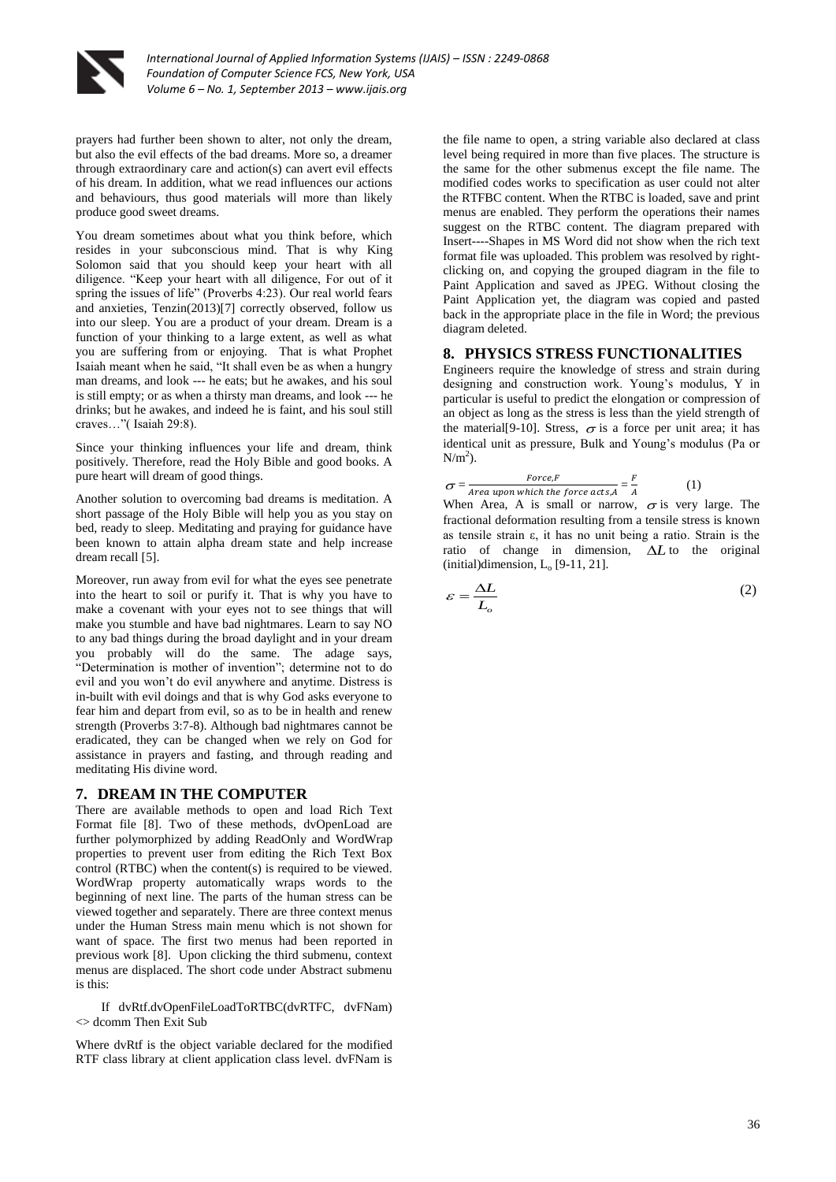prayers had further been shown to alter, not only the dream, but also the evil effects of the bad dreams. More so, a dreamer through extraordinary care and action(s) can avert evil effects of his dream. In addition, what we read influences our actions and behaviours, thus good materials will more than likely produce good sweet dreams.

You dream sometimes about what you think before, which resides in your subconscious mind. That is why King Solomon said that you should keep your heart with all diligence. "Keep your heart with all diligence, For out of it spring the issues of life" (Proverbs 4:23). Our real world fears and anxieties, Tenzin(2013)[7] correctly observed, follow us into our sleep. You are a product of your dream. Dream is a function of your thinking to a large extent, as well as what you are suffering from or enjoying. That is what Prophet Isaiah meant when he said, "It shall even be as when a hungry man dreams, and look --- he eats; but he awakes, and his soul is still empty; or as when a thirsty man dreams, and look --- he drinks; but he awakes, and indeed he is faint, and his soul still craves…"( Isaiah 29:8).

Since your thinking influences your life and dream, think positively. Therefore, read the Holy Bible and good books. A pure heart will dream of good things.

Another solution to overcoming bad dreams is meditation. A short passage of the Holy Bible will help you as you stay on bed, ready to sleep. Meditating and praying for guidance have been known to attain alpha dream state and help increase dream recall [5].

Moreover, run away from evil for what the eyes see penetrate into the heart to soil or purify it. That is why you have to make a covenant with your eyes not to see things that will make you stumble and have bad nightmares. Learn to say NO to any bad things during the broad daylight and in your dream you probably will do the same. The adage says, "Determination is mother of invention"; determine not to do evil and you won't do evil anywhere and anytime. Distress is in-built with evil doings and that is why God asks everyone to fear him and depart from evil, so as to be in health and renew strength (Proverbs 3:7-8). Although bad nightmares cannot be eradicated, they can be changed when we rely on God for assistance in prayers and fasting, and through reading and meditating His divine word.

## 7. DREAM IN THE COMPUTER

There are available methods to open and load Rich Text Format file [8]. Two of these methods, dvOpenLoad are further polymorphized by adding ReadOnly and WordWrap properties to prevent user from editing the Rich Text Box control (RTBC) when the content(s) is required to be viewed. WordWrap property automatically wraps words to the beginning of next line. The parts of the human stress can be viewed together and separately. There are three context menus under the Human Stress main menu which is not shown for want of space. The first two menus had been reported in previous work [8]. Upon clicking the third submenu, context menus are displaced. The short code under Abstract submenu is this:

```
If dvRtf.dvOpenFileLoadToRTBC(dvRTFC, dvFNam) <> dcomm Then Exit Sub
```

Where dvRtf is the object variable declared for the modified RTF class library at client application class level. dvFNam is the file name to open, a string variable also declared at class level being required in more than five places. The structure is the same for the other submenus except the file name. The modified codes works to specification as user could not alter the RTFBC content. When the RTBC is loaded, save and print menus are enabled. They perform the operations their names suggest on the RTBC content. The diagram prepared with Insert----Shapes in MS Word did not show when the rich text format file was uploaded. This problem was resolved by right-clicking on, and copying the grouped diagram in the file to Paint Application and saved as JPEG. Without closing the Paint Application yet, the diagram was copied and pasted back in the appropriate place in the file in Word; the previous diagram deleted.

## 8. PHYSICS STRESS FUNCTIONALITIES

Engineers require the knowledge of stress and strain during designing and construction work. Young's modulus, Y in particular is useful to predict the elongation or compression of an object as long as the stress is less than the yield strength of the material[9-10]. Stress, $\sigma$ is a force per unit area; it has identical unit as pressure, Bulk and Young's modulus (Pa or $N/m^2$).

$$\sigma = \frac{Force, F}{Area\ upon\ which\ the\ force\ acts, A} = \frac{F}{A} \qquad (1)$$

When Area, A is small or narrow, $\sigma$ is very large. The fractional deformation resulting from a tensile stress is known as tensile strain $\varepsilon$, it has no unit being a ratio. Strain is the ratio of change in dimension, $\Delta L$ to the original (initial)dimension, $L_o$ [9-11, 21].

$$\varepsilon = \frac{\Delta L}{L_o} \qquad (2)$$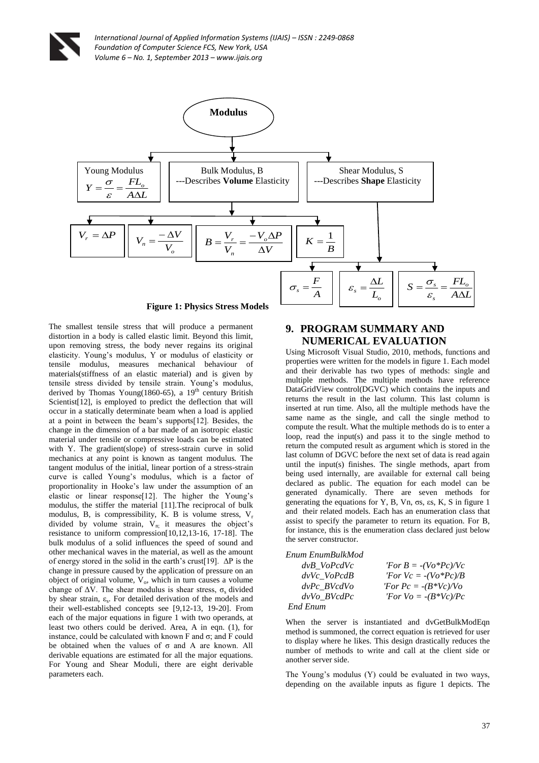**Modulus**

| Young Modulus | Bulk Modulus, B | Shear Modulus, S |
|---|---|---|
| $Y = \frac{\sigma}{\varepsilon} = \frac{FL_o}{A\Delta L}$ | ---Describes **Volume** Elasticity | ---Describes **Shape** Elasticity |

Bulk Modulus, B:

$$V_r = \Delta P \qquad V_n = \frac{-\Delta V}{V_o} \qquad B = \frac{V_r}{V_n} = \frac{-V_o \Delta P}{\Delta V} \qquad K = \frac{1}{B}$$

Shear Modulus, S:

$$\sigma_s = \frac{F}{A} \qquad \varepsilon_s = \frac{\Delta L}{L_o} \qquad S = \frac{\sigma_s}{\varepsilon_s} = \frac{FL_o}{A\Delta L}$$

**Figure 1: Physics Stress Models**

The smallest tensile stress that will produce a permanent distortion in a body is called elastic limit. Beyond this limit, upon removing stress, the body never regains its original elasticity. Young's modulus, Y or modulus of elasticity or tensile modulus, measures mechanical behaviour of materials(stiffness of an elastic material) and is given by tensile stress divided by tensile strain. Young's modulus, derived by Thomas Young(1860-65), a 19th century British Scientist[12], is employed to predict the deflection that will occur in a statically determinate beam when a load is applied at a point in between the beam's supports[12]. Besides, the change in the dimension of a bar made of an isotropic elastic material under tensile or compressive loads can be estimated with Y. The gradient(slope) of stress-strain curve in solid mechanics at any point is known as tangent modulus. The tangent modulus of the initial, linear portion of a stress-strain curve is called Young's modulus, which is a factor of proportionality in Hooke's law under the assumption of an elastic or linear response[12]. The higher the Young's modulus, the stiffer the material [11].The reciprocal of bulk modulus, B, is compressibility, K. B is volume stress, $V_r$ divided by volume strain, $V_n$; it measures the object's resistance to uniform compression[10,12,13-16, 17-18]. The bulk modulus of a solid influences the speed of sound and other mechanical waves in the material, as well as the amount of energy stored in the solid in the earth's crust[19]. $\Delta P$ is the change in pressure caused by the application of pressure on an object of original volume, $V_o$, which in turn causes a volume change of $\Delta V$. The shear modulus is shear stress, $\sigma_s$ divided by shear strain, $\varepsilon_s$. For detailed derivation of the models and their well-established concepts see [9,12-13, 19-20]. From each of the major equations in figure 1 with two operands, at least two others could be derived. Area, A in eqn. (1), for instance, could be calculated with known F and $\sigma$; and F could be obtained when the values of $\sigma$ and A are known. All derivable equations are estimated for all the major equations. For Young and Shear Moduli, there are eight derivable parameters each.

## 9. PROGRAM SUMMARY AND NUMERICAL EVALUATION

Using Microsoft Visual Studio, 2010, methods, functions and properties were written for the models in figure 1. Each model and their derivable has two types of methods: single and multiple methods. The multiple methods have reference DataGridView control(DGVC) which contains the inputs and returns the result in the last column. This last column is inserted at run time. Also, all the multiple methods have the same name as the single, and call the single method to compute the result. What the multiple methods do is to enter a loop, read the input(s) and pass it to the single method to return the computed result as argument which is stored in the last column of DGVC before the next set of data is read again until the input(s) finishes. The single methods, apart from being used internally, are available for external call being declared as public. The equation for each model can be generated dynamically. There are seven methods for generating the equations for Y, B, Vn, σs, εs, K, S in figure 1 and their related models. Each has an enumeration class that assist to specify the parameter to return its equation. For B, for instance, this is the enumeration class declared just below the server constructor.

```
Enum EnumBulkMod
    dvB_VoPcdVc        'For B = -(Vo*Pc)/Vc
    dvVc_VoPcdB        'For Vc = -(Vo*Pc)/B
    dvPc_BVcdVo        'For Pc = -(B*Vc)/Vo
    dvVo_BVcdPc        'For Vo = -(B*Vc)/Pc
End Enum
```

When the server is instantiated and dvGetBulkModEqn method is summoned, the correct equation is retrieved for user to display where he likes. This design drastically reduces the number of methods to write and call at the client side or another server side.

The Young's modulus (Y) could be evaluated in two ways, depending on the available inputs as figure 1 depicts. The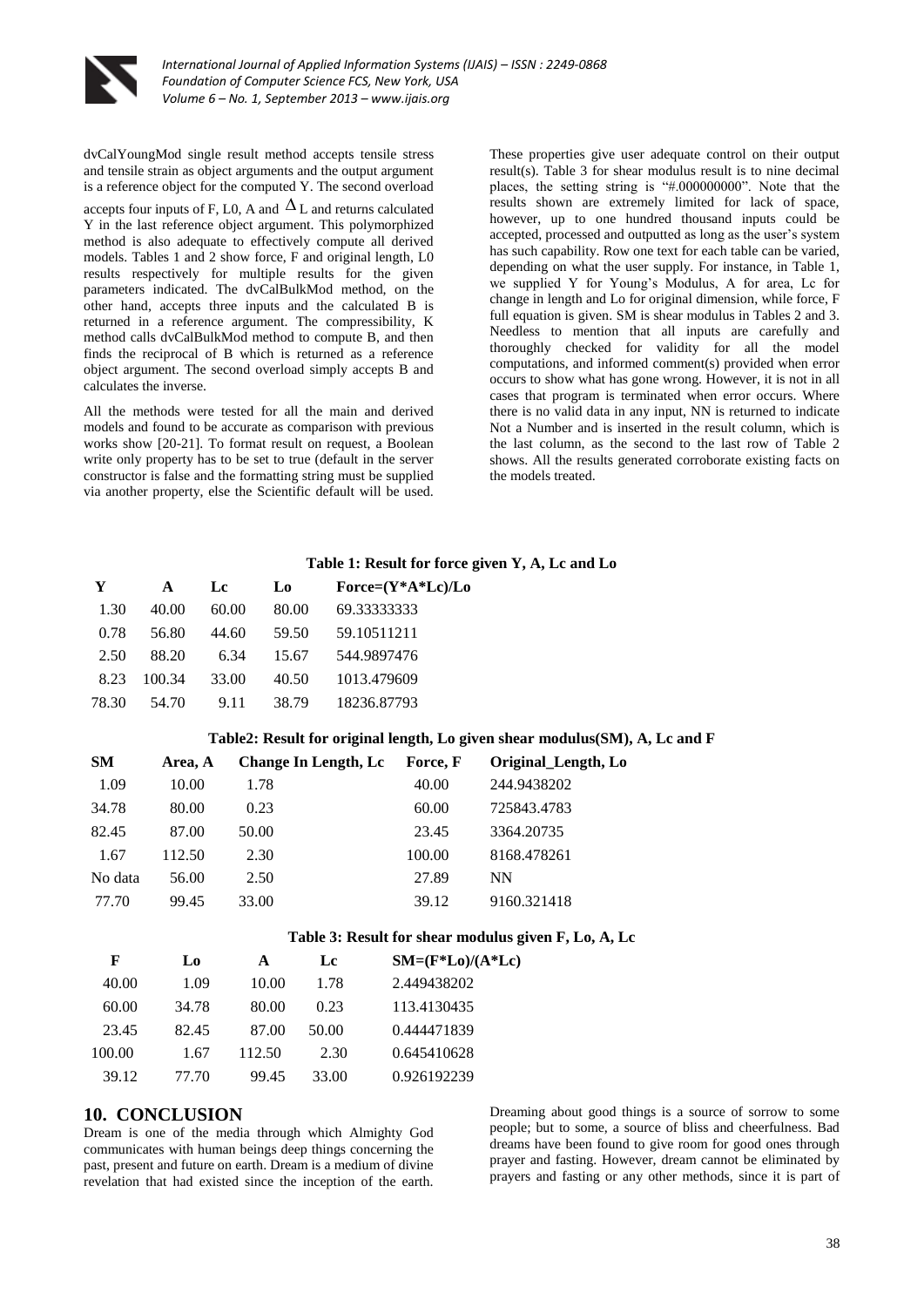dvCalYoungMod single result method accepts tensile stress and tensile strain as object arguments and the output argument is a reference object for the computed Y. The second overload accepts four inputs of F, L0, A and $\Delta$L and returns calculated Y in the last reference object argument. This polymorphized method is also adequate to effectively compute all derived models. Tables 1 and 2 show force, F and original length, L0 results respectively for multiple results for the given parameters indicated. The dvCalBulkMod method, on the other hand, accepts three inputs and the calculated B is returned in a reference argument. The compressibility, K method calls dvCalBulkMod method to compute B, and then finds the reciprocal of B which is returned as a reference object argument. The second overload simply accepts B and calculates the inverse.

All the methods were tested for all the main and derived models and found to be accurate as comparison with previous works show [20-21]. To format result on request, a Boolean write only property has to be set to true (default in the server constructor is false and the formatting string must be supplied via another property, else the Scientific default will be used. These properties give user adequate control on their output result(s). Table 3 for shear modulus result is to nine decimal places, the setting string is "#.000000000". Note that the results shown are extremely limited for lack of space, however, up to one hundred thousand inputs could be accepted, processed and outputted as long as the user's system has such capability. Row one text for each table can be varied, depending on what the user supply. For instance, in Table 1, we supplied Y for Young's Modulus, A for area, Lc for change in length and Lo for original dimension, while force, F full equation is given. SM is shear modulus in Tables 2 and 3. Needless to mention that all inputs are carefully and thoroughly checked for validity for all the model computations, and informed comment(s) provided when error occurs to show what has gone wrong. However, it is not in all cases that program is terminated when error occurs. Where there is no valid data in any input, NN is returned to indicate Not a Number and is inserted in the result column, which is the last column, as the second to the last row of Table 2 shows. All the results generated corroborate existing facts on the models treated.

**Table 1: Result for force given Y, A, Lc and Lo**

| Y | A | Lc | Lo | Force=(Y*A*Lc)/Lo |
|---|---|---|---|---|
| 1.30 | 40.00 | 60.00 | 80.00 | 69.33333333 |
| 0.78 | 56.80 | 44.60 | 59.50 | 59.10511211 |
| 2.50 | 88.20 | 6.34 | 15.67 | 544.9897476 |
| 8.23 | 100.34 | 33.00 | 40.50 | 1013.479609 |
| 78.30 | 54.70 | 9.11 | 38.79 | 18236.87793 |

**Table2: Result for original length, Lo given shear modulus(SM), A, Lc and F**

| SM | Area, A | Change In Length, Lc | Force, F | Original_Length, Lo |
|---|---|---|---|---|
| 1.09 | 10.00 | 1.78 | 40.00 | 244.9438202 |
| 34.78 | 80.00 | 0.23 | 60.00 | 725843.4783 |
| 82.45 | 87.00 | 50.00 | 23.45 | 3364.20735 |
| 1.67 | 112.50 | 2.30 | 100.00 | 8168.478261 |
| No data | 56.00 | 2.50 | 27.89 | NN |
| 77.70 | 99.45 | 33.00 | 39.12 | 9160.321418 |

**Table 3: Result for shear modulus given F, Lo, A, Lc**

| F | Lo | A | Lc | SM=(F*Lo)/(A*Lc) |
|---|---|---|---|---|
| 40.00 | 1.09 | 10.00 | 1.78 | 2.449438202 |
| 60.00 | 34.78 | 80.00 | 0.23 | 113.4130435 |
| 23.45 | 82.45 | 87.00 | 50.00 | 0.444471839 |
| 100.00 | 1.67 | 112.50 | 2.30 | 0.645410628 |
| 39.12 | 77.70 | 99.45 | 33.00 | 0.926192239 |

## 10. CONCLUSION

Dream is one of the media through which Almighty God communicates with human beings deep things concerning the past, present and future on earth. Dream is a medium of divine revelation that had existed since the inception of the earth. Dreaming about good things is a source of sorrow to some people; but to some, a source of bliss and cheerfulness. Bad dreams have been found to give room for good ones through prayer and fasting. However, dream cannot be eliminated by prayers and fasting or any other methods, since it is part of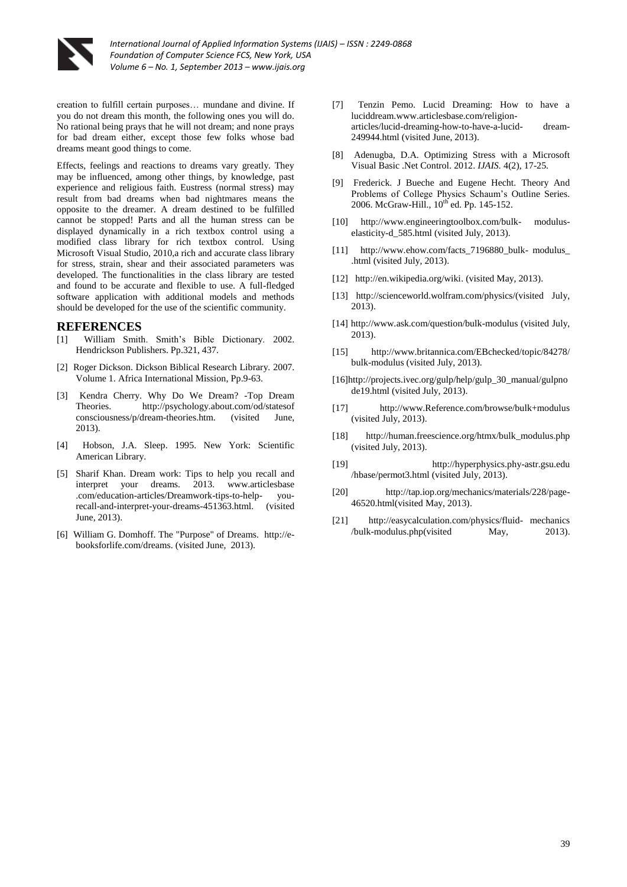creation to fulfill certain purposes… mundane and divine. If you do not dream this month, the following ones you will do. No rational being prays that he will not dream; and none prays for bad dream either, except those few folks whose bad dreams meant good things to come.

Effects, feelings and reactions to dreams vary greatly. They may be influenced, among other things, by knowledge, past experience and religious faith. Eustress (normal stress) may result from bad dreams when bad nightmares means the opposite to the dreamer. A dream destined to be fulfilled cannot be stopped! Parts and all the human stress can be displayed dynamically in a rich textbox control using a modified class library for rich textbox control. Using Microsoft Visual Studio, 2010,a rich and accurate class library for stress, strain, shear and their associated parameters was developed. The functionalities in the class library are tested and found to be accurate and flexible to use. A full-fledged software application with additional models and methods should be developed for the use of the scientific community.

## REFERENCES

[1] William Smith. Smith's Bible Dictionary. 2002. Hendrickson Publishers. Pp.321, 437.

[2] Roger Dickson. Dickson Biblical Research Library. 2007. Volume 1. Africa International Mission, Pp.9-63.

[3] Kendra Cherry. Why Do We Dream? -Top Dream Theories. http://psychology.about.com/od/statesof consciousness/p/dream-theories.htm. (visited June, 2013).

[4] Hobson, J.A. Sleep. 1995. New York: Scientific American Library.

[5] Sharif Khan. Dream work: Tips to help you recall and interpret your dreams. 2013. www.articlesbase .com/education-articles/Dreamwork-tips-to-help- you-recall-and-interpret-your-dreams-451363.html. (visited June, 2013).

[6] William G. Domhoff. The "Purpose" of Dreams. http://e-booksforlife.com/dreams. (visited June, 2013).

[7] Tenzin Pemo. Lucid Dreaming: How to have a luciddream.www.articlesbase.com/religion-articles/lucid-dreaming-how-to-have-a-lucid- dream-249944.html (visited June, 2013).

[8] Adenugba, D.A. Optimizing Stress with a Microsoft Visual Basic .Net Control. 2012. *IJAIS.* 4(2), 17-25.

[9] Frederick. J Bueche and Eugene Hecht. Theory And Problems of College Physics Schaum's Outline Series. 2006. McGraw-Hill., 10th ed. Pp. 145-152.

[10] http://www.engineeringtoolbox.com/bulk- modulus-elasticity-d_585.html (visited July, 2013).

[11] http://www.ehow.com/facts_7196880_bulk- modulus_ .html (visited July, 2013).

[12] http://en.wikipedia.org/wiki. (visited May, 2013).

[13] http://scienceworld.wolfram.com/physics/(visited July, 2013).

[14] http://www.ask.com/question/bulk-modulus (visited July, 2013).

[15] http://www.britannica.com/EBchecked/topic/84278/ bulk-modulus (visited July, 2013).

[16]http://projects.ivec.org/gulp/help/gulp_30_manual/gulpnode19.html (visited July, 2013).

[17] http://www.Reference.com/browse/bulk+modulus (visited July, 2013).

[18] http://human.freescience.org/htmx/bulk_modulus.php (visited July, 2013).

[19] http://hyperphysics.phy-astr.gsu.edu /hbase/permot3.html (visited July, 2013).

[20] http://tap.iop.org/mechanics/materials/228/page-46520.html(visited May, 2013).

[21] http://easycalculation.com/physics/fluid- mechanics /bulk-modulus.php(visited May, 2013).